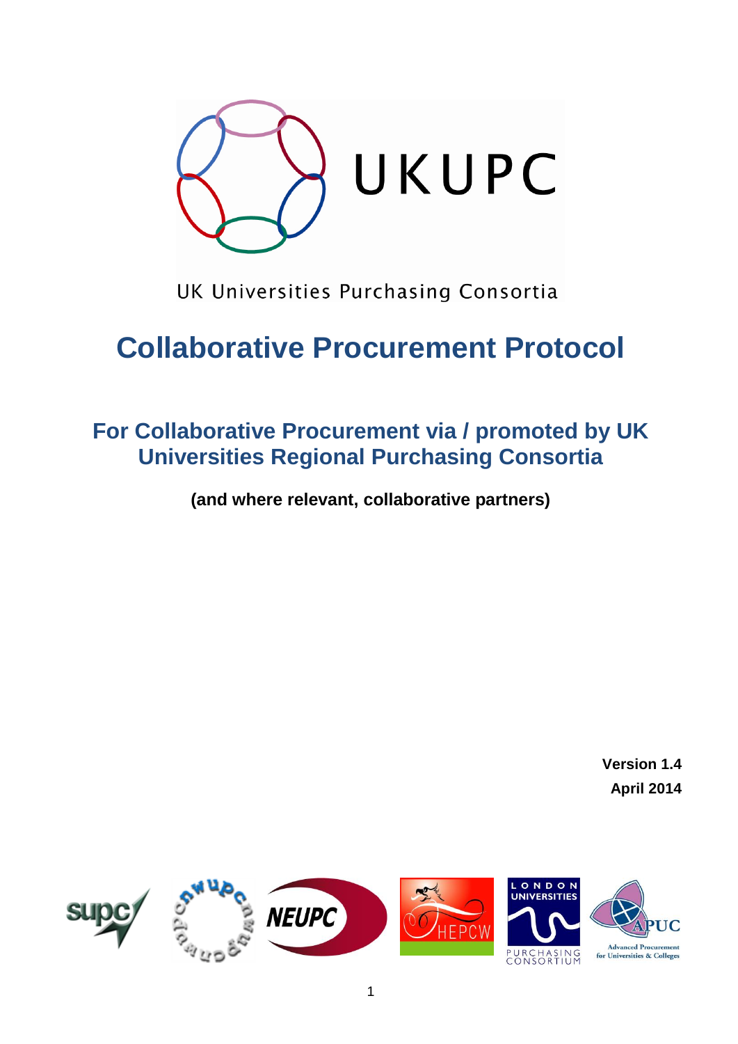UKUPC

UK Universities Purchasing Consortia

# Collaborative Procurement Protocol

## For Collaborative Procurement via / promoted by UK Universities Regional Purchasing Consortia

**(and where relevant, collaborative partners)**

**Version 1.4**
**April 2014**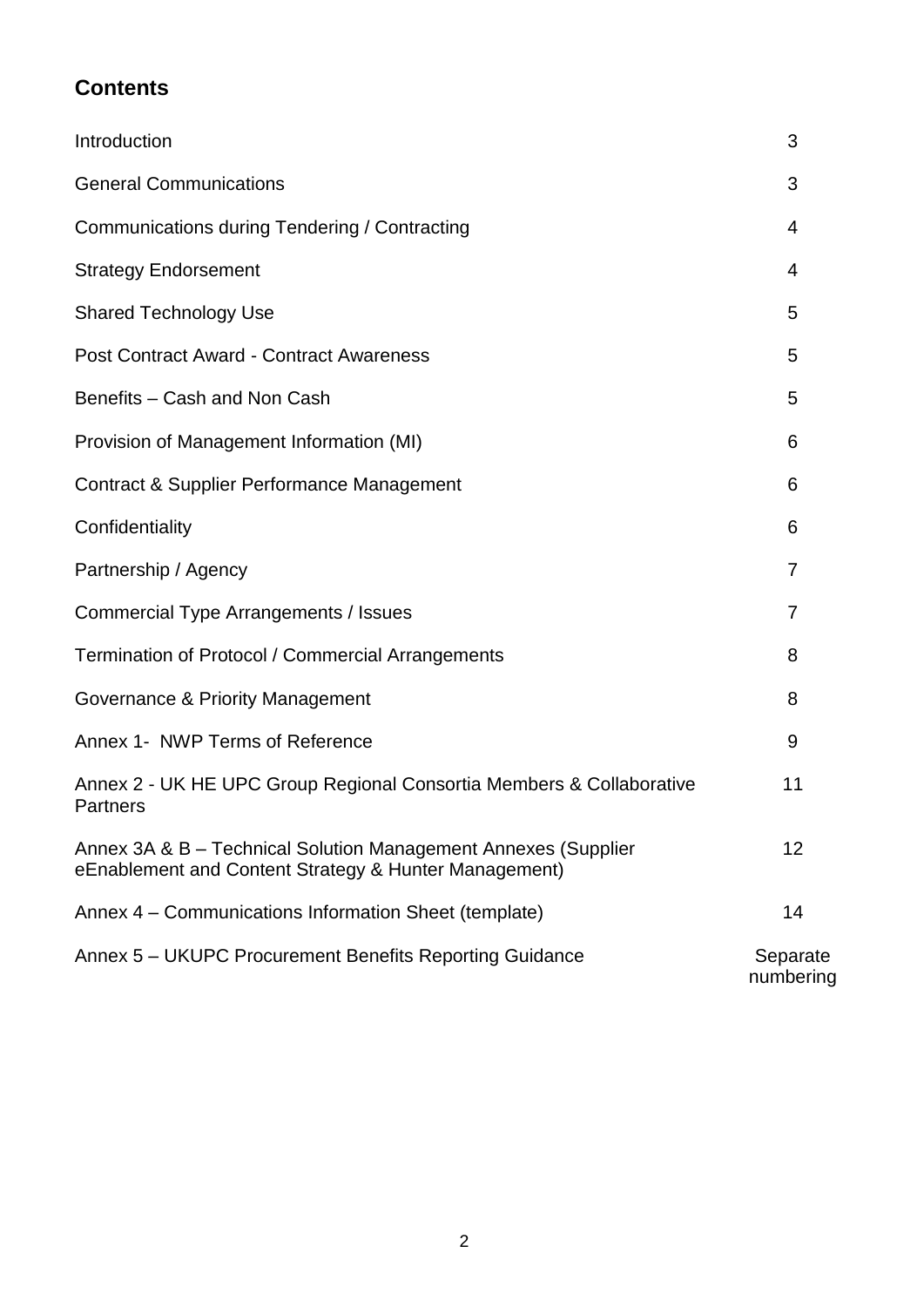## Contents

| | |
|---|---|
| Introduction | 3 |
| General Communications | 3 |
| Communications during Tendering / Contracting | 4 |
| Strategy Endorsement | 4 |
| Shared Technology Use | 5 |
| Post Contract Award - Contract Awareness | 5 |
| Benefits – Cash and Non Cash | 5 |
| Provision of Management Information (MI) | 6 |
| Contract & Supplier Performance Management | 6 |
| Confidentiality | 6 |
| Partnership / Agency | 7 |
| Commercial Type Arrangements / Issues | 7 |
| Termination of Protocol / Commercial Arrangements | 8 |
| Governance & Priority Management | 8 |
| Annex 1- NWP Terms of Reference | 9 |
| Annex 2 - UK HE UPC Group Regional Consortia Members & Collaborative Partners | 11 |
| Annex 3A & B – Technical Solution Management Annexes (Supplier eEnablement and Content Strategy & Hunter Management) | 12 |
| Annex 4 – Communications Information Sheet (template) | 14 |
| Annex 5 – UKUPC Procurement Benefits Reporting Guidance | Separate numbering |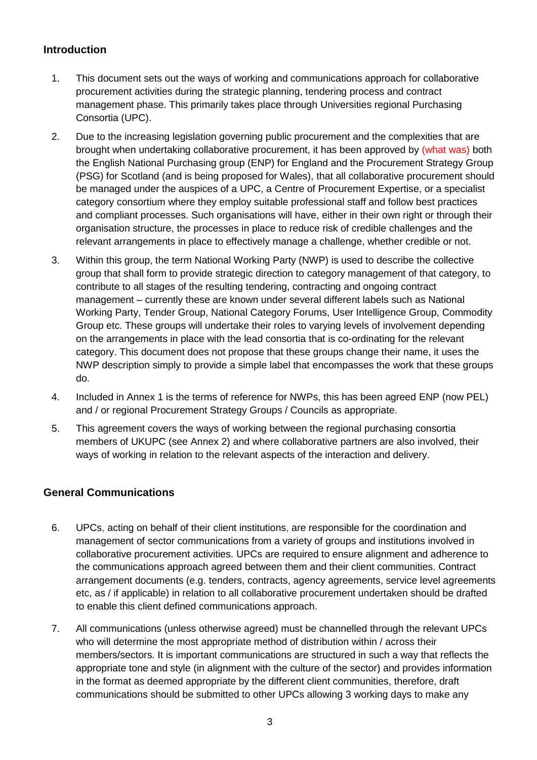## Introduction

1. This document sets out the ways of working and communications approach for collaborative procurement activities during the strategic planning, tendering process and contract management phase. This primarily takes place through Universities regional Purchasing Consortia (UPC).

2. Due to the increasing legislation governing public procurement and the complexities that are brought when undertaking collaborative procurement, it has been approved by (what was) both the English National Purchasing group (ENP) for England and the Procurement Strategy Group (PSG) for Scotland (and is being proposed for Wales), that all collaborative procurement should be managed under the auspices of a UPC, a Centre of Procurement Expertise, or a specialist category consortium where they employ suitable professional staff and follow best practices and compliant processes. Such organisations will have, either in their own right or through their organisation structure, the processes in place to reduce risk of credible challenges and the relevant arrangements in place to effectively manage a challenge, whether credible or not.

3. Within this group, the term National Working Party (NWP) is used to describe the collective group that shall form to provide strategic direction to category management of that category, to contribute to all stages of the resulting tendering, contracting and ongoing contract management – currently these are known under several different labels such as National Working Party, Tender Group, National Category Forums, User Intelligence Group, Commodity Group etc. These groups will undertake their roles to varying levels of involvement depending on the arrangements in place with the lead consortia that is co-ordinating for the relevant category. This document does not propose that these groups change their name, it uses the NWP description simply to provide a simple label that encompasses the work that these groups do.

4. Included in Annex 1 is the terms of reference for NWPs, this has been agreed ENP (now PEL) and / or regional Procurement Strategy Groups / Councils as appropriate.

5. This agreement covers the ways of working between the regional purchasing consortia members of UKUPC (see Annex 2) and where collaborative partners are also involved, their ways of working in relation to the relevant aspects of the interaction and delivery.

## General Communications

6. UPCs, acting on behalf of their client institutions, are responsible for the coordination and management of sector communications from a variety of groups and institutions involved in collaborative procurement activities. UPCs are required to ensure alignment and adherence to the communications approach agreed between them and their client communities. Contract arrangement documents (e.g. tenders, contracts, agency agreements, service level agreements etc, as / if applicable) in relation to all collaborative procurement undertaken should be drafted to enable this client defined communications approach.

7. All communications (unless otherwise agreed) must be channelled through the relevant UPCs who will determine the most appropriate method of distribution within / across their members/sectors. It is important communications are structured in such a way that reflects the appropriate tone and style (in alignment with the culture of the sector) and provides information in the format as deemed appropriate by the different client communities, therefore, draft communications should be submitted to other UPCs allowing 3 working days to make any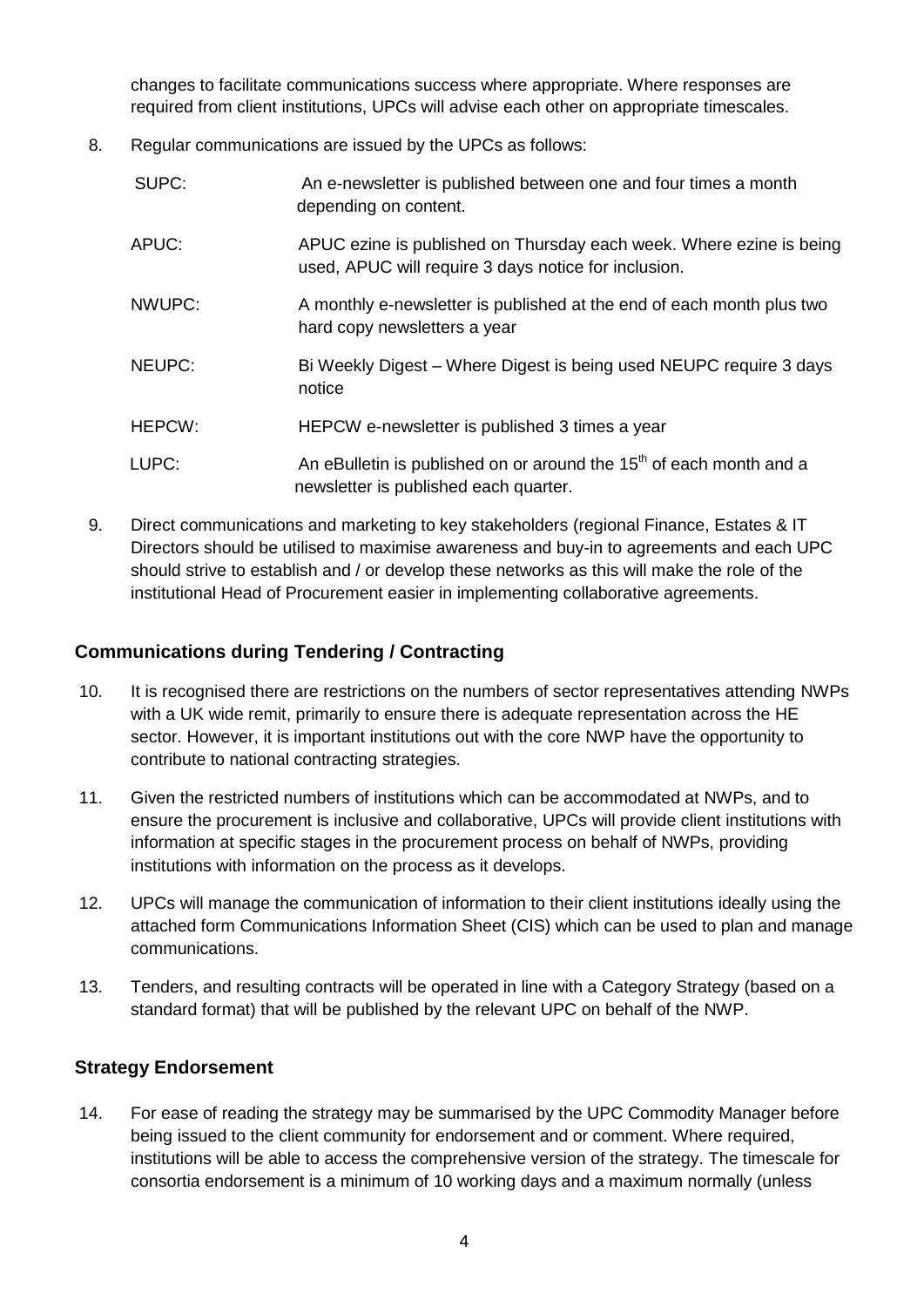changes to facilitate communications success where appropriate. Where responses are required from client institutions, UPCs will advise each other on appropriate timescales.

8. Regular communications are issued by the UPCs as follows:

| | |
|---|---|
| SUPC: | An e-newsletter is published between one and four times a month depending on content. |
| APUC: | APUC ezine is published on Thursday each week. Where ezine is being used, APUC will require 3 days notice for inclusion. |
| NWUPC: | A monthly e-newsletter is published at the end of each month plus two hard copy newsletters a year |
| NEUPC: | Bi Weekly Digest – Where Digest is being used NEUPC require 3 days notice |
| HEPCW: | HEPCW e-newsletter is published 3 times a year |
| LUPC: | An eBulletin is published on or around the 15th of each month and a newsletter is published each quarter. |

9. Direct communications and marketing to key stakeholders (regional Finance, Estates & IT Directors should be utilised to maximise awareness and buy-in to agreements and each UPC should strive to establish and / or develop these networks as this will make the role of the institutional Head of Procurement easier in implementing collaborative agreements.

## Communications during Tendering / Contracting

10. It is recognised there are restrictions on the numbers of sector representatives attending NWPs with a UK wide remit, primarily to ensure there is adequate representation across the HE sector. However, it is important institutions out with the core NWP have the opportunity to contribute to national contracting strategies.

11. Given the restricted numbers of institutions which can be accommodated at NWPs, and to ensure the procurement is inclusive and collaborative, UPCs will provide client institutions with information at specific stages in the procurement process on behalf of NWPs, providing institutions with information on the process as it develops.

12. UPCs will manage the communication of information to their client institutions ideally using the attached form Communications Information Sheet (CIS) which can be used to plan and manage communications.

13. Tenders, and resulting contracts will be operated in line with a Category Strategy (based on a standard format) that will be published by the relevant UPC on behalf of the NWP.

## Strategy Endorsement

14. For ease of reading the strategy may be summarised by the UPC Commodity Manager before being issued to the client community for endorsement and or comment. Where required, institutions will be able to access the comprehensive version of the strategy. The timescale for consortia endorsement is a minimum of 10 working days and a maximum normally (unless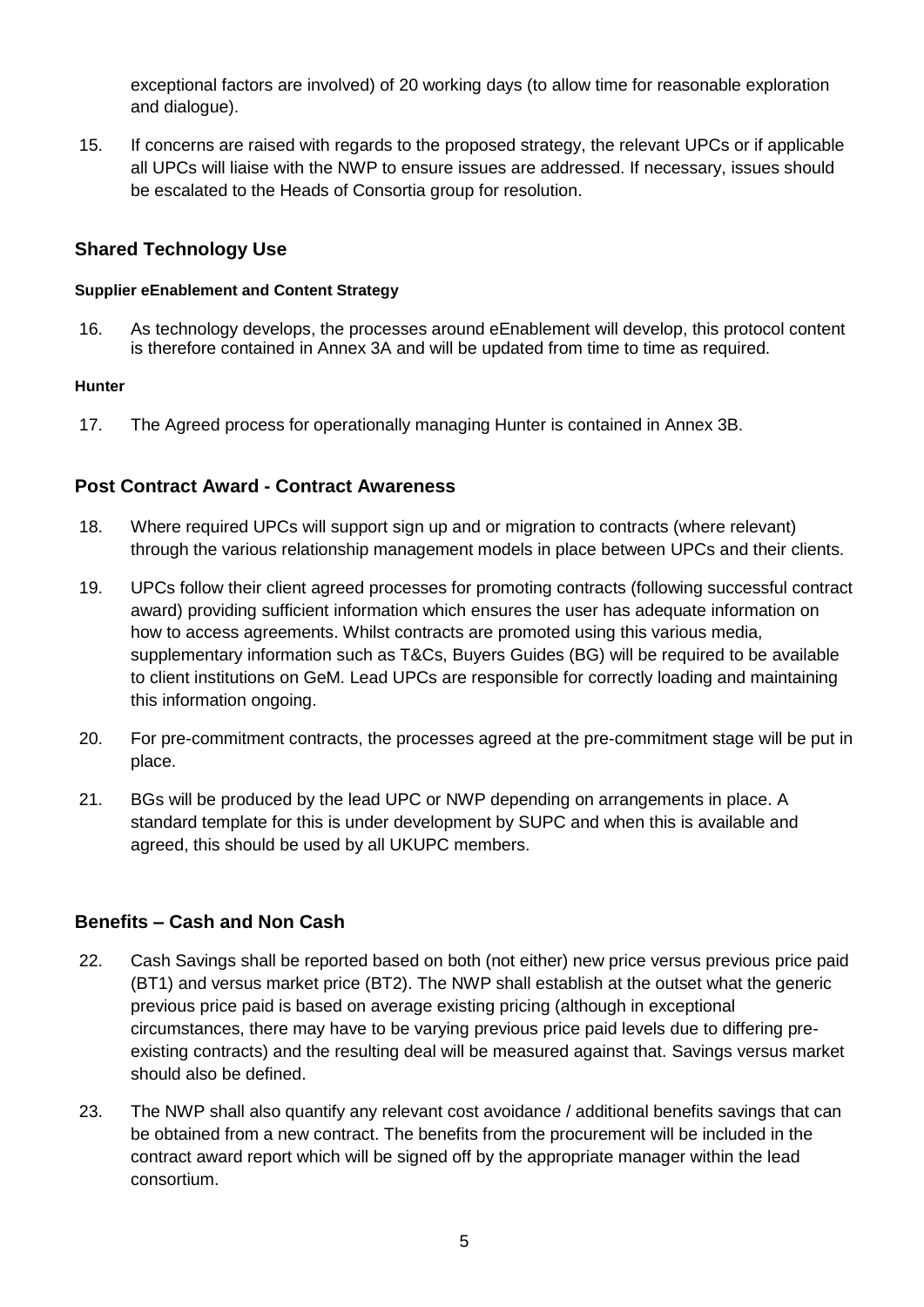exceptional factors are involved) of 20 working days (to allow time for reasonable exploration and dialogue).

15. If concerns are raised with regards to the proposed strategy, the relevant UPCs or if applicable all UPCs will liaise with the NWP to ensure issues are addressed. If necessary, issues should be escalated to the Heads of Consortia group for resolution.

## Shared Technology Use

#### Supplier eEnablement and Content Strategy

16. As technology develops, the processes around eEnablement will develop, this protocol content is therefore contained in Annex 3A and will be updated from time to time as required.

#### Hunter

17. The Agreed process for operationally managing Hunter is contained in Annex 3B.

## Post Contract Award - Contract Awareness

18. Where required UPCs will support sign up and or migration to contracts (where relevant) through the various relationship management models in place between UPCs and their clients.

19. UPCs follow their client agreed processes for promoting contracts (following successful contract award) providing sufficient information which ensures the user has adequate information on how to access agreements. Whilst contracts are promoted using this various media, supplementary information such as T&Cs, Buyers Guides (BG) will be required to be available to client institutions on GeM. Lead UPCs are responsible for correctly loading and maintaining this information ongoing.

20. For pre-commitment contracts, the processes agreed at the pre-commitment stage will be put in place.

21. BGs will be produced by the lead UPC or NWP depending on arrangements in place. A standard template for this is under development by SUPC and when this is available and agreed, this should be used by all UKUPC members.

## Benefits – Cash and Non Cash

22. Cash Savings shall be reported based on both (not either) new price versus previous price paid (BT1) and versus market price (BT2). The NWP shall establish at the outset what the generic previous price paid is based on average existing pricing (although in exceptional circumstances, there may have to be varying previous price paid levels due to differing pre-existing contracts) and the resulting deal will be measured against that. Savings versus market should also be defined.

23. The NWP shall also quantify any relevant cost avoidance / additional benefits savings that can be obtained from a new contract. The benefits from the procurement will be included in the contract award report which will be signed off by the appropriate manager within the lead consortium.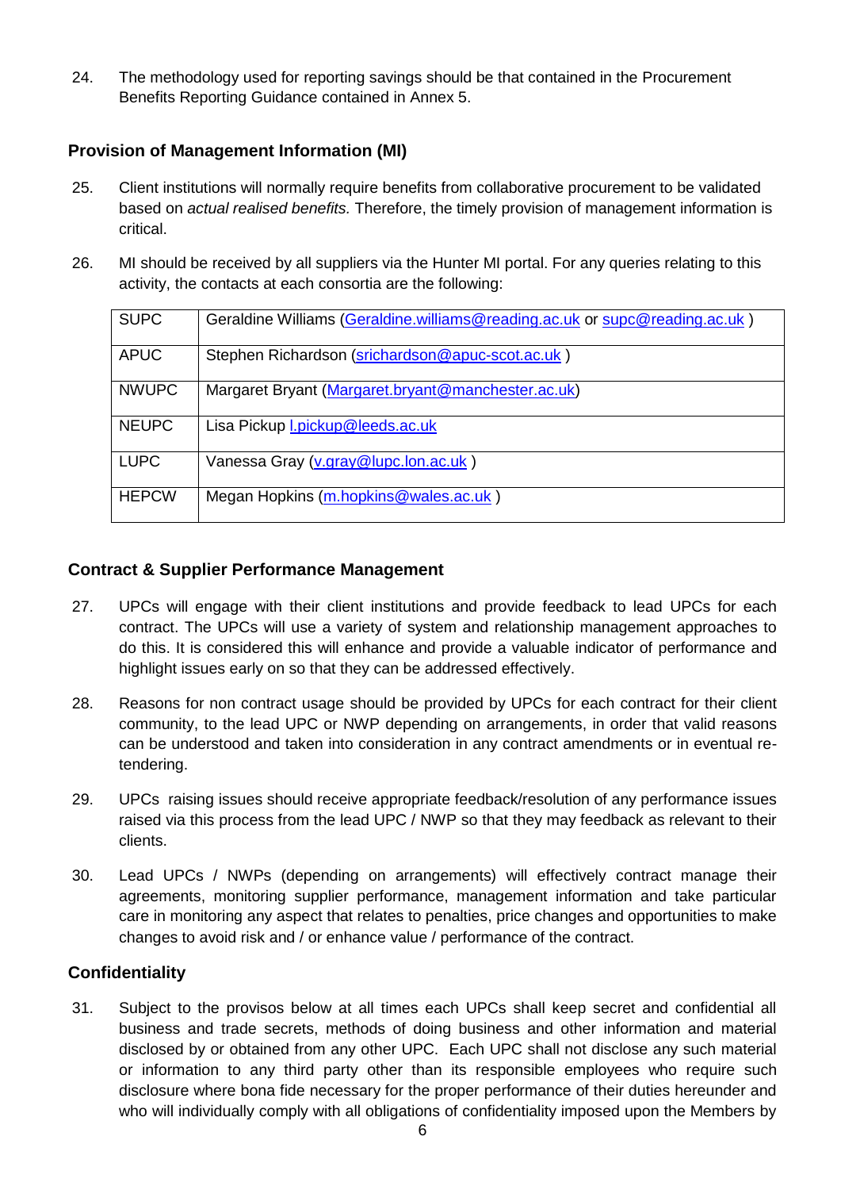24. The methodology used for reporting savings should be that contained in the Procurement Benefits Reporting Guidance contained in Annex 5.

### Provision of Management Information (MI)

25. Client institutions will normally require benefits from collaborative procurement to be validated based on *actual realised benefits.* Therefore, the timely provision of management information is critical.

26. MI should be received by all suppliers via the Hunter MI portal. For any queries relating to this activity, the contacts at each consortia are the following:

| | |
|---|---|
| SUPC | Geraldine Williams (Geraldine.williams@reading.ac.uk or supc@reading.ac.uk ) |
| APUC | Stephen Richardson (srichardson@apuc-scot.ac.uk ) |
| NWUPC | Margaret Bryant (Margaret.bryant@manchester.ac.uk) |
| NEUPC | Lisa Pickup l.pickup@leeds.ac.uk |
| LUPC | Vanessa Gray (v.gray@lupc.lon.ac.uk ) |
| HEPCW | Megan Hopkins (m.hopkins@wales.ac.uk ) |

### Contract & Supplier Performance Management

27. UPCs will engage with their client institutions and provide feedback to lead UPCs for each contract. The UPCs will use a variety of system and relationship management approaches to do this. It is considered this will enhance and provide a valuable indicator of performance and highlight issues early on so that they can be addressed effectively.

28. Reasons for non contract usage should be provided by UPCs for each contract for their client community, to the lead UPC or NWP depending on arrangements, in order that valid reasons can be understood and taken into consideration in any contract amendments or in eventual re-tendering.

29. UPCs raising issues should receive appropriate feedback/resolution of any performance issues raised via this process from the lead UPC / NWP so that they may feedback as relevant to their clients.

30. Lead UPCs / NWPs (depending on arrangements) will effectively contract manage their agreements, monitoring supplier performance, management information and take particular care in monitoring any aspect that relates to penalties, price changes and opportunities to make changes to avoid risk and / or enhance value / performance of the contract.

### Confidentiality

31. Subject to the provisos below at all times each UPCs shall keep secret and confidential all business and trade secrets, methods of doing business and other information and material disclosed by or obtained from any other UPC. Each UPC shall not disclose any such material or information to any third party other than its responsible employees who require such disclosure where bona fide necessary for the proper performance of their duties hereunder and who will individually comply with all obligations of confidentiality imposed upon the Members by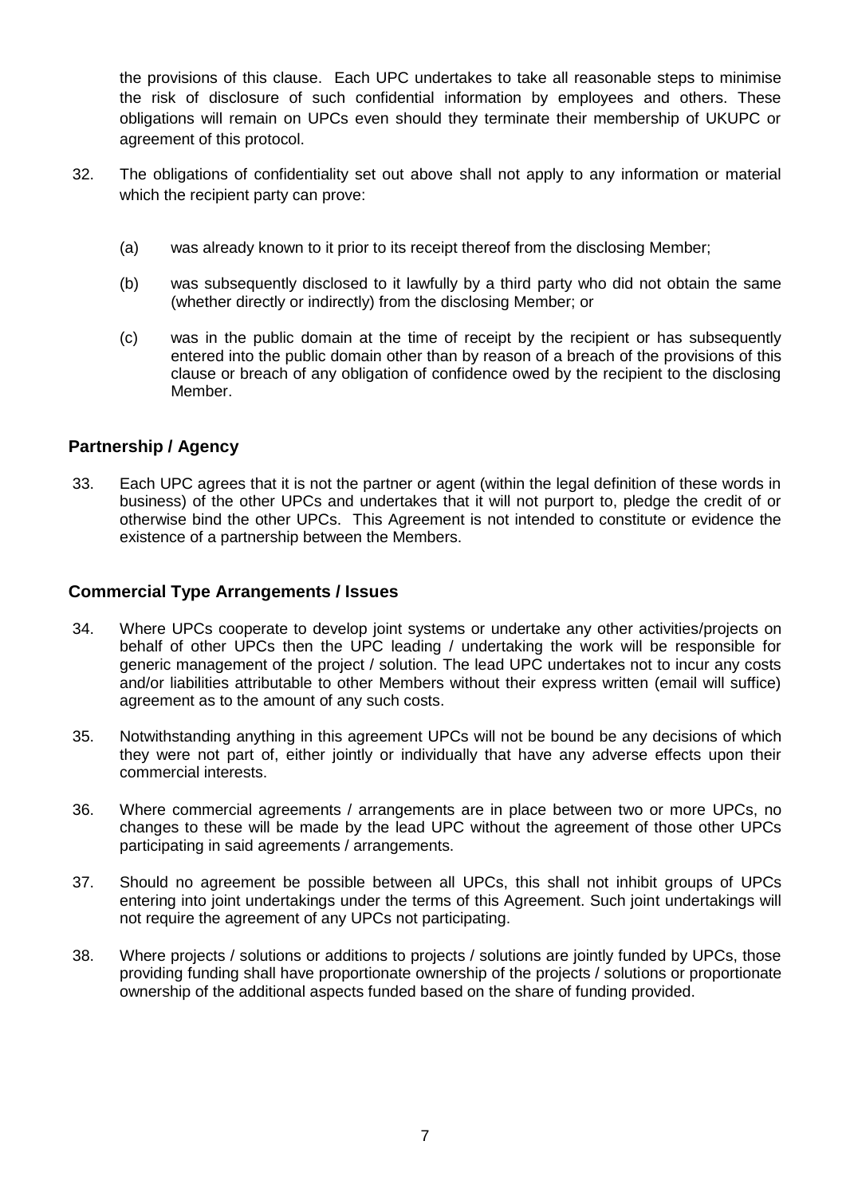the provisions of this clause. Each UPC undertakes to take all reasonable steps to minimise the risk of disclosure of such confidential information by employees and others. These obligations will remain on UPCs even should they terminate their membership of UKUPC or agreement of this protocol.

32. The obligations of confidentiality set out above shall not apply to any information or material which the recipient party can prove:

    (a) was already known to it prior to its receipt thereof from the disclosing Member;

    (b) was subsequently disclosed to it lawfully by a third party who did not obtain the same (whether directly or indirectly) from the disclosing Member; or

    (c) was in the public domain at the time of receipt by the recipient or has subsequently entered into the public domain other than by reason of a breach of the provisions of this clause or breach of any obligation of confidence owed by the recipient to the disclosing Member.

## Partnership / Agency

33. Each UPC agrees that it is not the partner or agent (within the legal definition of these words in business) of the other UPCs and undertakes that it will not purport to, pledge the credit of or otherwise bind the other UPCs. This Agreement is not intended to constitute or evidence the existence of a partnership between the Members.

## Commercial Type Arrangements / Issues

34. Where UPCs cooperate to develop joint systems or undertake any other activities/projects on behalf of other UPCs then the UPC leading / undertaking the work will be responsible for generic management of the project / solution. The lead UPC undertakes not to incur any costs and/or liabilities attributable to other Members without their express written (email will suffice) agreement as to the amount of any such costs.

35. Notwithstanding anything in this agreement UPCs will not be bound be any decisions of which they were not part of, either jointly or individually that have any adverse effects upon their commercial interests.

36. Where commercial agreements / arrangements are in place between two or more UPCs, no changes to these will be made by the lead UPC without the agreement of those other UPCs participating in said agreements / arrangements.

37. Should no agreement be possible between all UPCs, this shall not inhibit groups of UPCs entering into joint undertakings under the terms of this Agreement. Such joint undertakings will not require the agreement of any UPCs not participating.

38. Where projects / solutions or additions to projects / solutions are jointly funded by UPCs, those providing funding shall have proportionate ownership of the projects / solutions or proportionate ownership of the additional aspects funded based on the share of funding provided.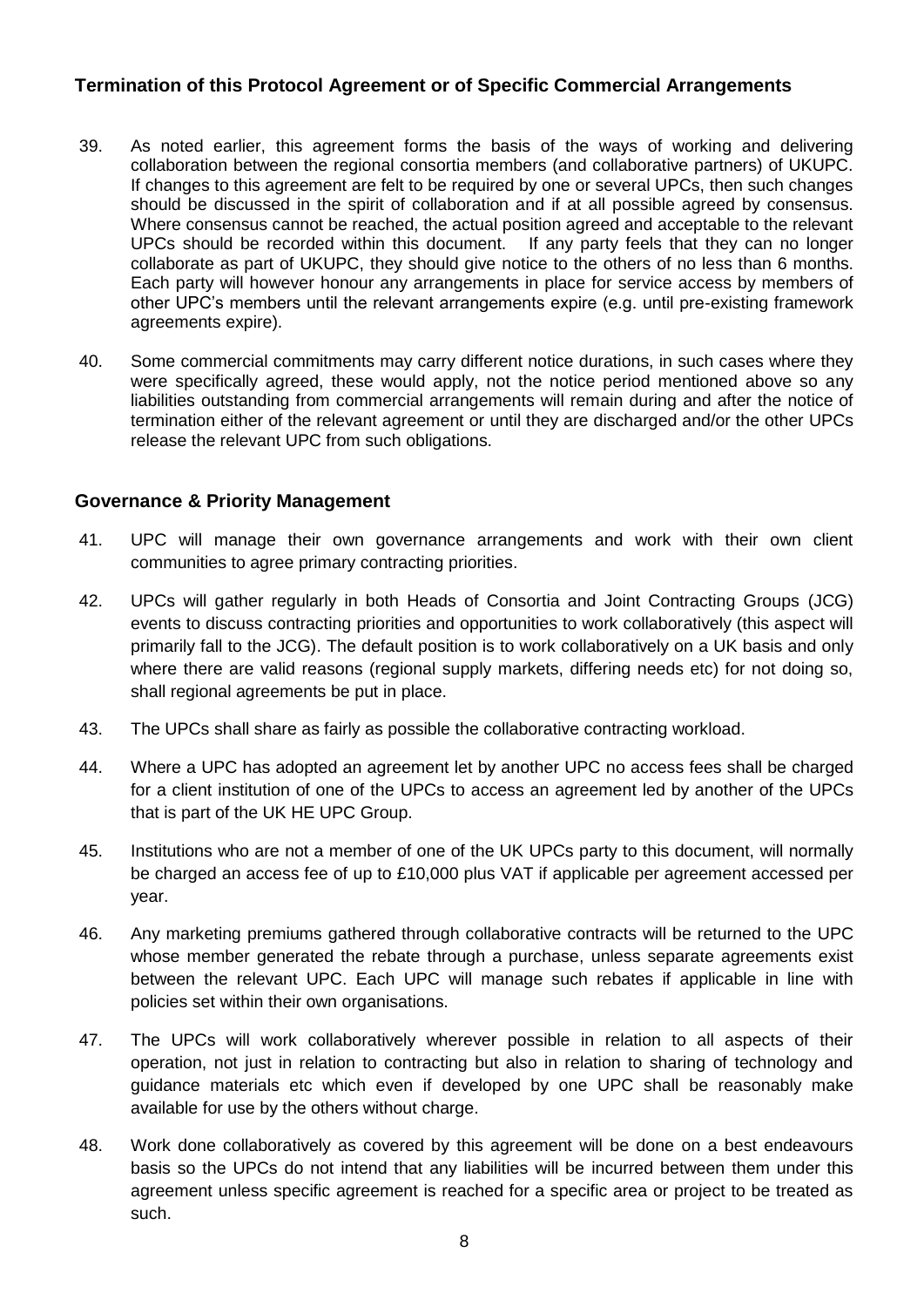## Termination of this Protocol Agreement or of Specific Commercial Arrangements

39. As noted earlier, this agreement forms the basis of the ways of working and delivering collaboration between the regional consortia members (and collaborative partners) of UKUPC. If changes to this agreement are felt to be required by one or several UPCs, then such changes should be discussed in the spirit of collaboration and if at all possible agreed by consensus. Where consensus cannot be reached, the actual position agreed and acceptable to the relevant UPCs should be recorded within this document. If any party feels that they can no longer collaborate as part of UKUPC, they should give notice to the others of no less than 6 months. Each party will however honour any arrangements in place for service access by members of other UPC's members until the relevant arrangements expire (e.g. until pre-existing framework agreements expire).

40. Some commercial commitments may carry different notice durations, in such cases where they were specifically agreed, these would apply, not the notice period mentioned above so any liabilities outstanding from commercial arrangements will remain during and after the notice of termination either of the relevant agreement or until they are discharged and/or the other UPCs release the relevant UPC from such obligations.

## Governance & Priority Management

41. UPC will manage their own governance arrangements and work with their own client communities to agree primary contracting priorities.

42. UPCs will gather regularly in both Heads of Consortia and Joint Contracting Groups (JCG) events to discuss contracting priorities and opportunities to work collaboratively (this aspect will primarily fall to the JCG). The default position is to work collaboratively on a UK basis and only where there are valid reasons (regional supply markets, differing needs etc) for not doing so, shall regional agreements be put in place.

43. The UPCs shall share as fairly as possible the collaborative contracting workload.

44. Where a UPC has adopted an agreement let by another UPC no access fees shall be charged for a client institution of one of the UPCs to access an agreement led by another of the UPCs that is part of the UK HE UPC Group.

45. Institutions who are not a member of one of the UK UPCs party to this document, will normally be charged an access fee of up to £10,000 plus VAT if applicable per agreement accessed per year.

46. Any marketing premiums gathered through collaborative contracts will be returned to the UPC whose member generated the rebate through a purchase, unless separate agreements exist between the relevant UPC. Each UPC will manage such rebates if applicable in line with policies set within their own organisations.

47. The UPCs will work collaboratively wherever possible in relation to all aspects of their operation, not just in relation to contracting but also in relation to sharing of technology and guidance materials etc which even if developed by one UPC shall be reasonably make available for use by the others without charge.

48. Work done collaboratively as covered by this agreement will be done on a best endeavours basis so the UPCs do not intend that any liabilities will be incurred between them under this agreement unless specific agreement is reached for a specific area or project to be treated as such.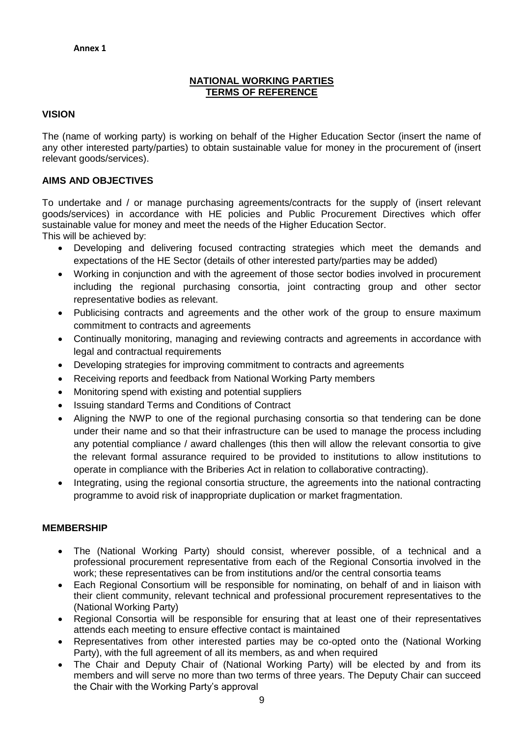**Annex 1**

## NATIONAL WORKING PARTIES TERMS OF REFERENCE

### VISION

The (name of working party) is working on behalf of the Higher Education Sector (insert the name of any other interested party/parties) to obtain sustainable value for money in the procurement of (insert relevant goods/services).

### AIMS AND OBJECTIVES

To undertake and / or manage purchasing agreements/contracts for the supply of (insert relevant goods/services) in accordance with HE policies and Public Procurement Directives which offer sustainable value for money and meet the needs of the Higher Education Sector.
This will be achieved by:

- Developing and delivering focused contracting strategies which meet the demands and expectations of the HE Sector (details of other interested party/parties may be added)
- Working in conjunction and with the agreement of those sector bodies involved in procurement including the regional purchasing consortia, joint contracting group and other sector representative bodies as relevant.
- Publicising contracts and agreements and the other work of the group to ensure maximum commitment to contracts and agreements
- Continually monitoring, managing and reviewing contracts and agreements in accordance with legal and contractual requirements
- Developing strategies for improving commitment to contracts and agreements
- Receiving reports and feedback from National Working Party members
- Monitoring spend with existing and potential suppliers
- Issuing standard Terms and Conditions of Contract
- Aligning the NWP to one of the regional purchasing consortia so that tendering can be done under their name and so that their infrastructure can be used to manage the process including any potential compliance / award challenges (this then will allow the relevant consortia to give the relevant formal assurance required to be provided to institutions to allow institutions to operate in compliance with the Briberies Act in relation to collaborative contracting).
- Integrating, using the regional consortia structure, the agreements into the national contracting programme to avoid risk of inappropriate duplication or market fragmentation.

### MEMBERSHIP

- The (National Working Party) should consist, wherever possible, of a technical and a professional procurement representative from each of the Regional Consortia involved in the work; these representatives can be from institutions and/or the central consortia teams
- Each Regional Consortium will be responsible for nominating, on behalf of and in liaison with their client community, relevant technical and professional procurement representatives to the (National Working Party)
- Regional Consortia will be responsible for ensuring that at least one of their representatives attends each meeting to ensure effective contact is maintained
- Representatives from other interested parties may be co-opted onto the (National Working Party), with the full agreement of all its members, as and when required
- The Chair and Deputy Chair of (National Working Party) will be elected by and from its members and will serve no more than two terms of three years. The Deputy Chair can succeed the Chair with the Working Party's approval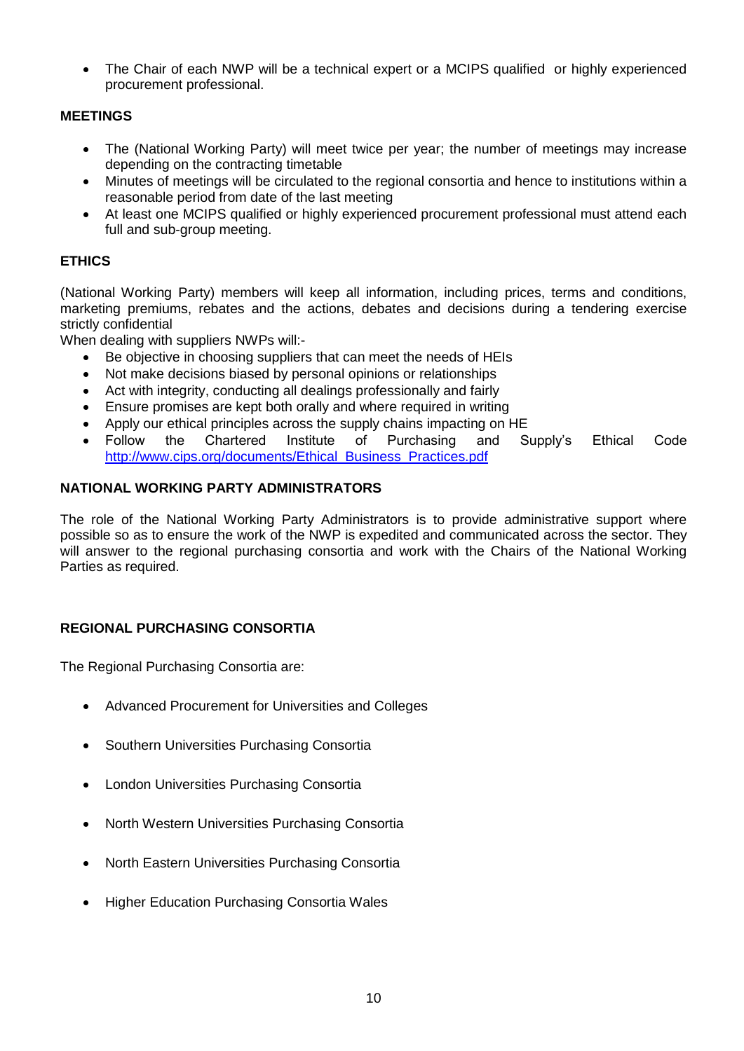- The Chair of each NWP will be a technical expert or a MCIPS qualified or highly experienced procurement professional.

## MEETINGS

- The (National Working Party) will meet twice per year; the number of meetings may increase depending on the contracting timetable
- Minutes of meetings will be circulated to the regional consortia and hence to institutions within a reasonable period from date of the last meeting
- At least one MCIPS qualified or highly experienced procurement professional must attend each full and sub-group meeting.

## ETHICS

(National Working Party) members will keep all information, including prices, terms and conditions, marketing premiums, rebates and the actions, debates and decisions during a tendering exercise strictly confidential

When dealing with suppliers NWPs will:-

- Be objective in choosing suppliers that can meet the needs of HEIs
- Not make decisions biased by personal opinions or relationships
- Act with integrity, conducting all dealings professionally and fairly
- Ensure promises are kept both orally and where required in writing
- Apply our ethical principles across the supply chains impacting on HE
- Follow the Chartered Institute of Purchasing and Supply's Ethical Code http://www.cips.org/documents/Ethical_Business_Practices.pdf

## NATIONAL WORKING PARTY ADMINISTRATORS

The role of the National Working Party Administrators is to provide administrative support where possible so as to ensure the work of the NWP is expedited and communicated across the sector. They will answer to the regional purchasing consortia and work with the Chairs of the National Working Parties as required.

## REGIONAL PURCHASING CONSORTIA

The Regional Purchasing Consortia are:

- Advanced Procurement for Universities and Colleges
- Southern Universities Purchasing Consortia
- London Universities Purchasing Consortia
- North Western Universities Purchasing Consortia
- North Eastern Universities Purchasing Consortia
- Higher Education Purchasing Consortia Wales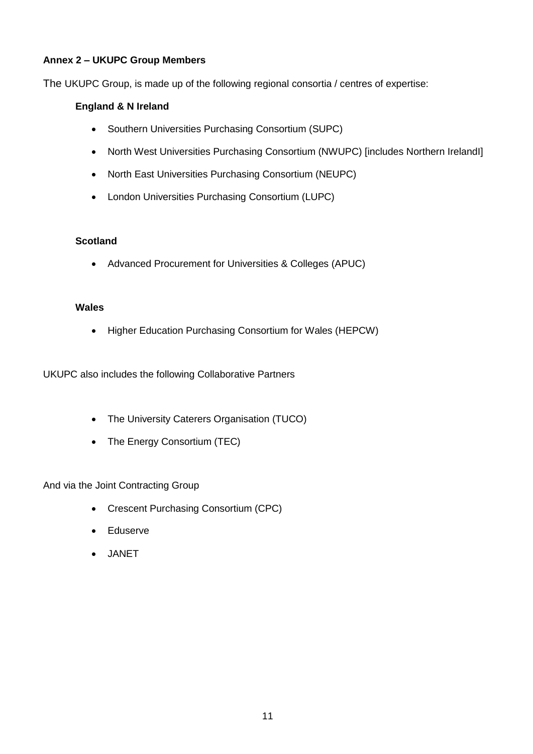**Annex 2 – UKUPC Group Members**

The UKUPC Group, is made up of the following regional consortia / centres of expertise:

**England & N Ireland**

- Southern Universities Purchasing Consortium (SUPC)
- North West Universities Purchasing Consortium (NWUPC) [includes Northern IrelandI]
- North East Universities Purchasing Consortium (NEUPC)
- London Universities Purchasing Consortium (LUPC)

**Scotland**

- Advanced Procurement for Universities & Colleges (APUC)

**Wales**

- Higher Education Purchasing Consortium for Wales (HEPCW)

UKUPC also includes the following Collaborative Partners

- The University Caterers Organisation (TUCO)
- The Energy Consortium (TEC)

And via the Joint Contracting Group

- Crescent Purchasing Consortium (CPC)
- Eduserve
- JANET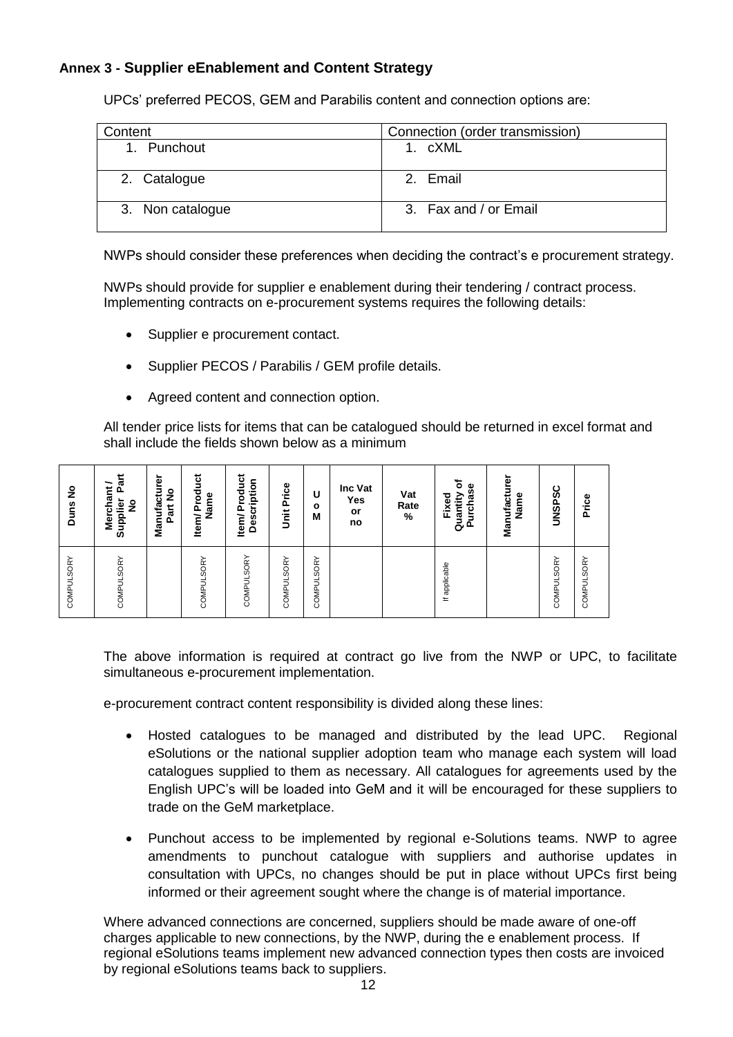## Annex 3 - Supplier eEnablement and Content Strategy

UPCs' preferred PECOS, GEM and Parabilis content and connection options are:

| Content | Connection (order transmission) |
|---|---|
| 1. Punchout | 1. cXML |
| 2. Catalogue | 2. Email |
| 3. Non catalogue | 3. Fax and / or Email |

NWPs should consider these preferences when deciding the contract's e procurement strategy.

NWPs should provide for supplier e enablement during their tendering / contract process. Implementing contracts on e-procurement systems requires the following details:

- Supplier e procurement contact.
- Supplier PECOS / Parabilis / GEM profile details.
- Agreed content and connection option.

All tender price lists for items that can be catalogued should be returned in excel format and shall include the fields shown below as a minimum

| Duns No | Merchant / Supplier Part No | Manufacturer Part No | Item/ Product Name | Item/ Product Description | Unit Price | U o M | Inc Vat Yes or no | Vat Rate % | Fixed Quantity of Purchase | Manufacturer Name | UNSPSC | Price |
|---|---|---|---|---|---|---|---|---|---|---|---|---|
| COMPULSORY | COMPULSORY | | COMPULSORY | COMPULSORY | COMPULSORY | COMPULSORY | | | If applicable | | COMPULSORY | COMPULSORY |

The above information is required at contract go live from the NWP or UPC, to facilitate simultaneous e-procurement implementation.

e-procurement contract content responsibility is divided along these lines:

- Hosted catalogues to be managed and distributed by the lead UPC. Regional eSolutions or the national supplier adoption team who manage each system will load catalogues supplied to them as necessary. All catalogues for agreements used by the English UPC's will be loaded into GeM and it will be encouraged for these suppliers to trade on the GeM marketplace.
- Punchout access to be implemented by regional e-Solutions teams. NWP to agree amendments to punchout catalogue with suppliers and authorise updates in consultation with UPCs, no changes should be put in place without UPCs first being informed or their agreement sought where the change is of material importance.

Where advanced connections are concerned, suppliers should be made aware of one-off charges applicable to new connections, by the NWP, during the e enablement process. If regional eSolutions teams implement new advanced connection types then costs are invoiced by regional eSolutions teams back to suppliers.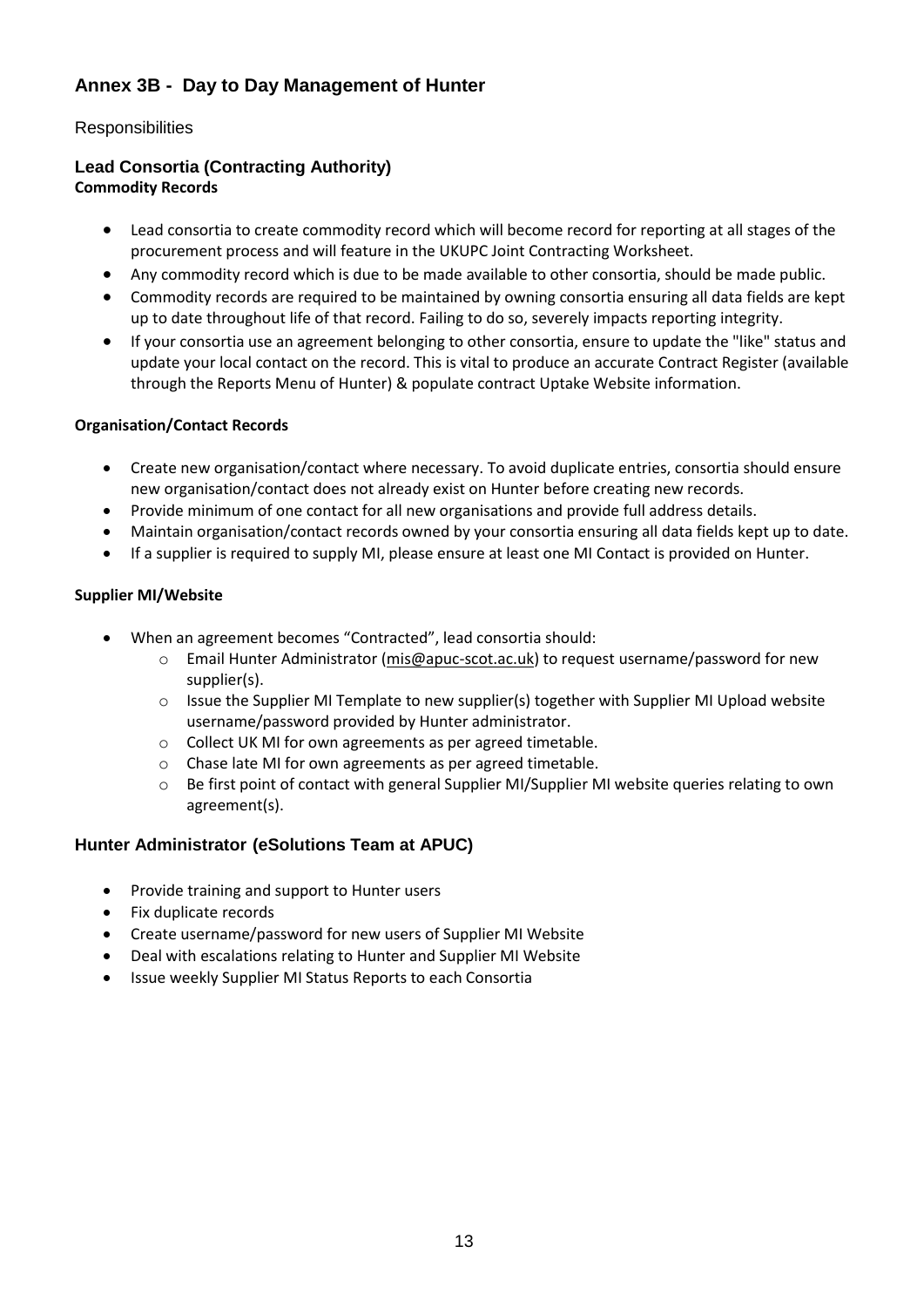## Annex 3B - Day to Day Management of Hunter

Responsibilities

### Lead Consortia (Contracting Authority)

**Commodity Records**

- Lead consortia to create commodity record which will become record for reporting at all stages of the procurement process and will feature in the UKUPC Joint Contracting Worksheet.
- Any commodity record which is due to be made available to other consortia, should be made public.
- Commodity records are required to be maintained by owning consortia ensuring all data fields are kept up to date throughout life of that record. Failing to do so, severely impacts reporting integrity.
- If your consortia use an agreement belonging to other consortia, ensure to update the "like" status and update your local contact on the record. This is vital to produce an accurate Contract Register (available through the Reports Menu of Hunter) & populate contract Uptake Website information.

**Organisation/Contact Records**

- Create new organisation/contact where necessary. To avoid duplicate entries, consortia should ensure new organisation/contact does not already exist on Hunter before creating new records.
- Provide minimum of one contact for all new organisations and provide full address details.
- Maintain organisation/contact records owned by your consortia ensuring all data fields kept up to date.
- If a supplier is required to supply MI, please ensure at least one MI Contact is provided on Hunter.

**Supplier MI/Website**

- When an agreement becomes "Contracted", lead consortia should:
  - Email Hunter Administrator (mis@apuc-scot.ac.uk) to request username/password for new supplier(s).
  - Issue the Supplier MI Template to new supplier(s) together with Supplier MI Upload website username/password provided by Hunter administrator.
  - Collect UK MI for own agreements as per agreed timetable.
  - Chase late MI for own agreements as per agreed timetable.
  - Be first point of contact with general Supplier MI/Supplier MI website queries relating to own agreement(s).

### Hunter Administrator (eSolutions Team at APUC)

- Provide training and support to Hunter users
- Fix duplicate records
- Create username/password for new users of Supplier MI Website
- Deal with escalations relating to Hunter and Supplier MI Website
- Issue weekly Supplier MI Status Reports to each Consortia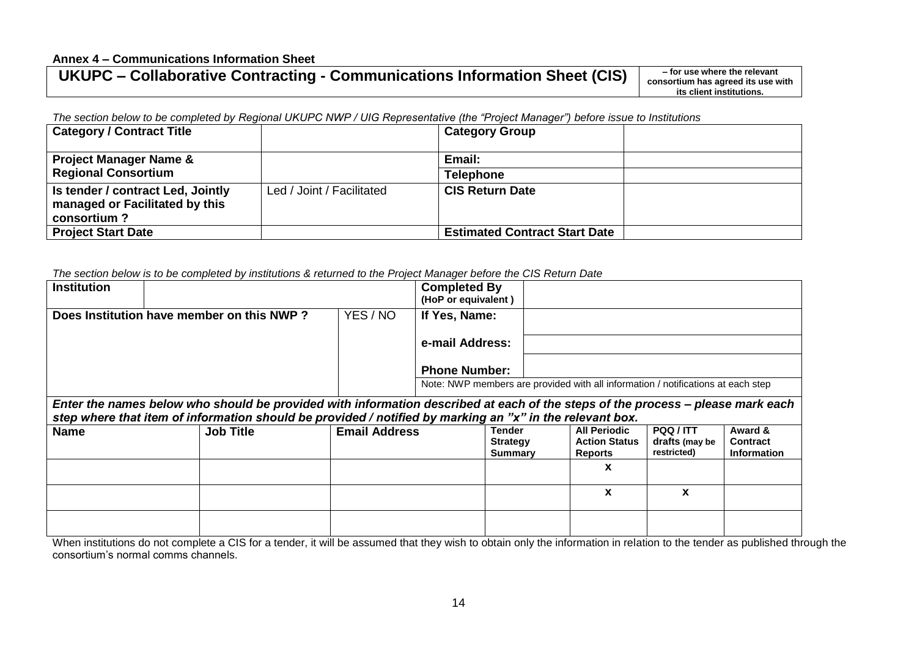**Annex 4 – Communications Information Sheet**

| **UKUPC – Collaborative Contracting - Communications Information Sheet (CIS)** | **– for use where the relevant consortium has agreed its use with its client institutions.** |
|---|---|

*The section below to be completed by Regional UKUPC NWP / UIG Representative (the "Project Manager") before issue to Institutions*

| | | | |
|---|---|---|---|
| **Category / Contract Title** | | **Category Group** | |
| **Project Manager Name & Regional Consortium** | | **Email:** | |
| | | **Telephone** | |
| **Is tender / contract Led, Jointly managed or Facilitated by this consortium ?** | Led / Joint / Facilitated | **CIS Return Date** | |
| **Project Start Date** | | **Estimated Contract Start Date** | |

*The section below is to be completed by institutions & returned to the Project Manager before the CIS Return Date*

| | | | | | | | |
|---|---|---|---|---|---|---|---|
| **Institution** | | | **Completed By (HoP or equivalent )** | | | | |
| **Does Institution have member on this NWP ?** | | YES / NO | **If Yes, Name:** | | | | |
| | | | **e-mail Address:** | | | | |
| | | | **Phone Number:** | | | | |
| | | | Note: NWP members are provided with all information / notifications at each step | | | | |
| ***Enter the names below who should be provided with information described at each of the steps of the process – please mark each step where that item of information should be provided / notified by marking an "x" in the relevant box.*** | | | | | | | |
| **Name** | **Job Title** | **Email Address** | | **Tender Strategy Summary** | **All Periodic Action Status Reports** | **PQQ / ITT drafts (may be restricted)** | **Award & Contract Information** |
| | | | | | **x** | | |
| | | | | | **x** | **x** | |
| | | | | | | | |

When institutions do not complete a CIS for a tender, it will be assumed that they wish to obtain only the information in relation to the tender as published through the consortium's normal comms channels.